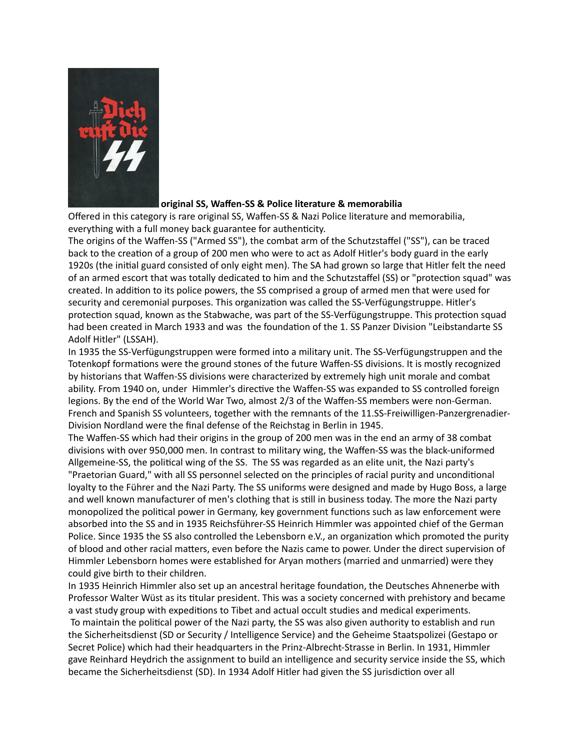**original SS, Waffen-SS & Police literature & memorabilia**

Offered in this category is rare original SS, Waffen-SS & Nazi Police literature and memorabilia, everything with a full money back guarantee for authenticity.

The origins of the Waffen-SS ("Armed SS"), the combat arm of the Schutzstaffel ("SS"), can be traced back to the creation of a group of 200 men who were to act as Adolf Hitler's body guard in the early 1920s (the initial guard consisted of only eight men). The SA had grown so large that Hitler felt the need of an armed escort that was totally dedicated to him and the Schutzstaffel (SS) or "protection squad" was created. In addition to its police powers, the SS comprised a group of armed men that were used for security and ceremonial purposes. This organization was called the SS-Verfügungstruppe. Hitler's protection squad, known as the Stabwache, was part of the SS-Verfügungstruppe. This protection squad had been created in March 1933 and was the foundation of the 1. SS Panzer Division "Leibstandarte SS Adolf Hitler" (LSSAH).

In 1935 the SS-Verfügungstruppen were formed into a military unit. The SS-Verfügungstruppen and the Totenkopf formations were the ground stones of the future Waffen-SS divisions. It is mostly recognized by historians that Waffen-SS divisions were characterized by extremely high unit morale and combat ability. From 1940 on, under Himmler's directive the Waffen-SS was expanded to SS controlled foreign legions. By the end of the World War Two, almost 2/3 of the Waffen-SS members were non-German. French and Spanish SS volunteers, together with the remnants of the 11.SS-Freiwilligen-Panzergrenadier-Division Nordland were the final defense of the Reichstag in Berlin in 1945.

The Waffen-SS which had their origins in the group of 200 men was in the end an army of 38 combat divisions with over 950,000 men. In contrast to military wing, the Waffen-SS was the black-uniformed Allgemeine-SS, the political wing of the SS. The SS was regarded as an elite unit, the Nazi party's "Praetorian Guard," with all SS personnel selected on the principles of racial purity and unconditional loyalty to the Führer and the Nazi Party. The SS uniforms were designed and made by Hugo Boss, a large and well known manufacturer of men's clothing that is still in business today. The more the Nazi party monopolized the political power in Germany, key government functions such as law enforcement were absorbed into the SS and in 1935 Reichsführer-SS Heinrich Himmler was appointed chief of the German Police. Since 1935 the SS also controlled the Lebensborn e.V., an organization which promoted the purity of blood and other racial matters, even before the Nazis came to power. Under the direct supervision of Himmler Lebensborn homes were established for Aryan mothers (married and unmarried) were they could give birth to their children.

In 1935 Heinrich Himmler also set up an ancestral heritage foundation, the Deutsches Ahnenerbe with Professor Walter Wüst as its titular president. This was a society concerned with prehistory and became a vast study group with expeditions to Tibet and actual occult studies and medical experiments.

To maintain the political power of the Nazi party, the SS was also given authority to establish and run the Sicherheitsdienst (SD or Security / Intelligence Service) and the Geheime Staatspolizei (Gestapo or Secret Police) which had their headquarters in the Prinz-Albrecht-Strasse in Berlin. In 1931, Himmler gave Reinhard Heydrich the assignment to build an intelligence and security service inside the SS, which became the Sicherheitsdienst (SD). In 1934 Adolf Hitler had given the SS jurisdiction over all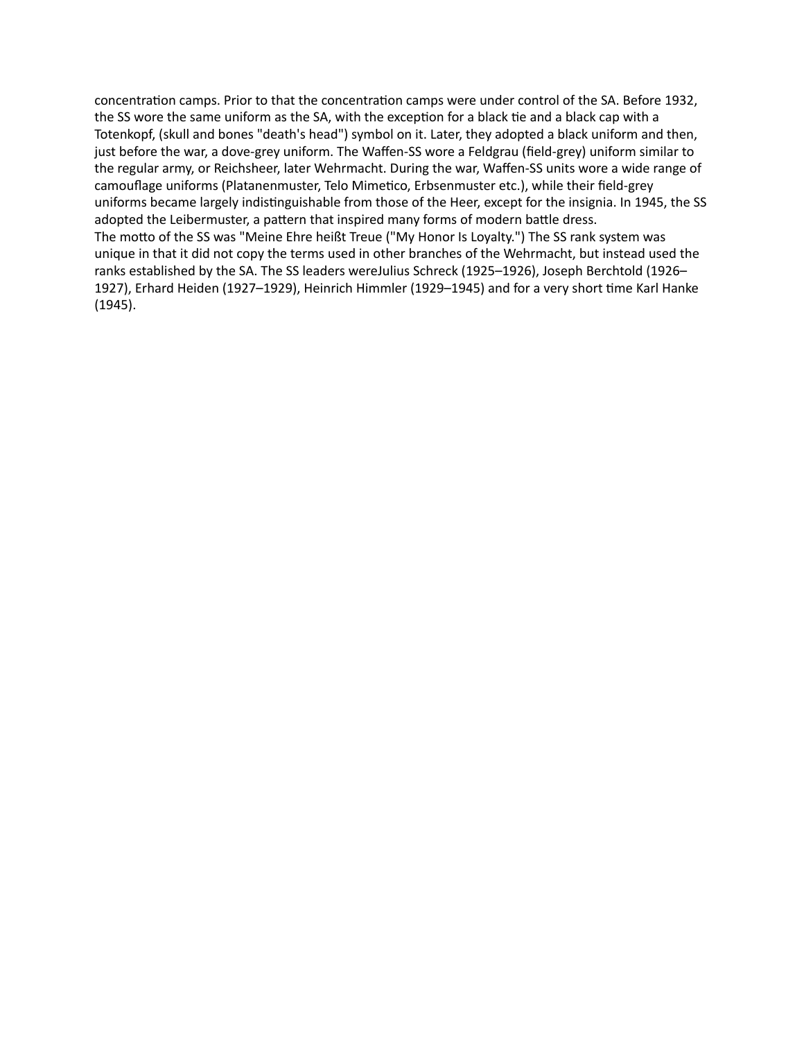concentration camps. Prior to that the concentration camps were under control of the SA. Before 1932, the SS wore the same uniform as the SA, with the exception for a black tie and a black cap with a Totenkopf, (skull and bones "death's head") symbol on it. Later, they adopted a black uniform and then, just before the war, a dove-grey uniform. The Waffen-SS wore a Feldgrau (field-grey) uniform similar to the regular army, or Reichsheer, later Wehrmacht. During the war, Waffen-SS units wore a wide range of camouflage uniforms (Platanenmuster, Telo Mimetico, Erbsenmuster etc.), while their field-grey uniforms became largely indistinguishable from those of the Heer, except for the insignia. In 1945, the SS adopted the Leibermuster, a pattern that inspired many forms of modern battle dress.

The motto of the SS was "Meine Ehre heißt Treue ("My Honor Is Loyalty.") The SS rank system was unique in that it did not copy the terms used in other branches of the Wehrmacht, but instead used the ranks established by the SA. The SS leaders wereJulius Schreck (1925–1926), Joseph Berchtold (1926–1927), Erhard Heiden (1927–1929), Heinrich Himmler (1929–1945) and for a very short time Karl Hanke (1945).